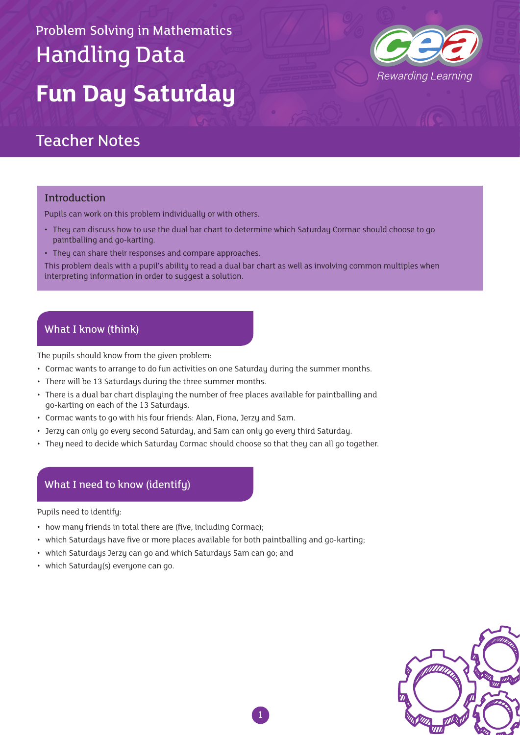Problem Solving in Mathematics

# Handling Data

# **Fun Day Saturday**

## Teacher Notes

### Introduction

Pupils can work on this problem individually or with others.

- They can discuss how to use the dual bar chart to determine which Saturday Cormac should choose to go paintballing and go-karting.
- They can share their responses and compare approaches.

This problem deals with a pupil's ability to read a dual bar chart as well as involving common multiples when interpreting information in order to suggest a solution.

### What I know (think)

The pupils should know from the given problem:

- Cormac wants to arrange to do fun activities on one Saturday during the summer months.
- There will be 13 Saturdays during the three summer months.
- There is a dual bar chart displaying the number of free places available for paintballing and go-karting on each of the 13 Saturdays.
- Cormac wants to go with his four friends: Alan, Fiona, Jerzy and Sam.
- Jerzy can only go every second Saturday, and Sam can only go every third Saturday.
- They need to decide which Saturday Cormac should choose so that they can all go together.

### What I need to know (identify)

Pupils need to identify:

- how many friends in total there are (five, including Cormac);
- which Saturdays have five or more places available for both paintballing and go-karting;
- which Saturdays Jerzy can go and which Saturdays Sam can go; and
- which Saturday(s) everyone can go.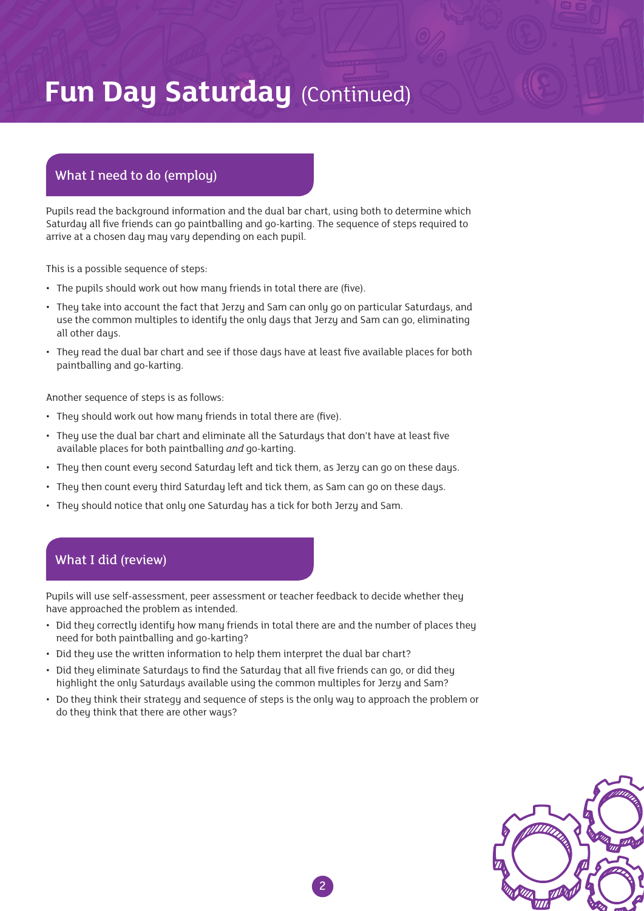# Fun Day Saturday (Continued)

## What I need to do (employ)

Pupils read the background information and the dual bar chart, using both to determine which Saturday all five friends can go paintballing and go-karting. The sequence of steps required to arrive at a chosen day may vary depending on each pupil.

This is a possible sequence of steps:

- The pupils should work out how many friends in total there are (five).
- They take into account the fact that Jerzy and Sam can only go on particular Saturdays, and use the common multiples to identify the only days that Jerzy and Sam can go, eliminating all other days.
- They read the dual bar chart and see if those days have at least five available places for both paintballing and go-karting.

Another sequence of steps is as follows:

- They should work out how many friends in total there are (five).
- They use the dual bar chart and eliminate all the Saturdays that don't have at least five available places for both paintballing *and* go-karting.
- They then count every second Saturday left and tick them, as Jerzy can go on these days.
- They then count every third Saturday left and tick them, as Sam can go on these days.
- They should notice that only one Saturday has a tick for both Jerzy and Sam.

## What I did (review)

Pupils will use self-assessment, peer assessment or teacher feedback to decide whether they have approached the problem as intended.

- Did they correctly identify how many friends in total there are and the number of places they need for both paintballing and go-karting?
- Did they use the written information to help them interpret the dual bar chart?
- Did they eliminate Saturdays to find the Saturday that all five friends can go, or did they highlight the only Saturdays available using the common multiples for Jerzy and Sam?
- Do they think their strategy and sequence of steps is the only way to approach the problem or do they think that there are other ways?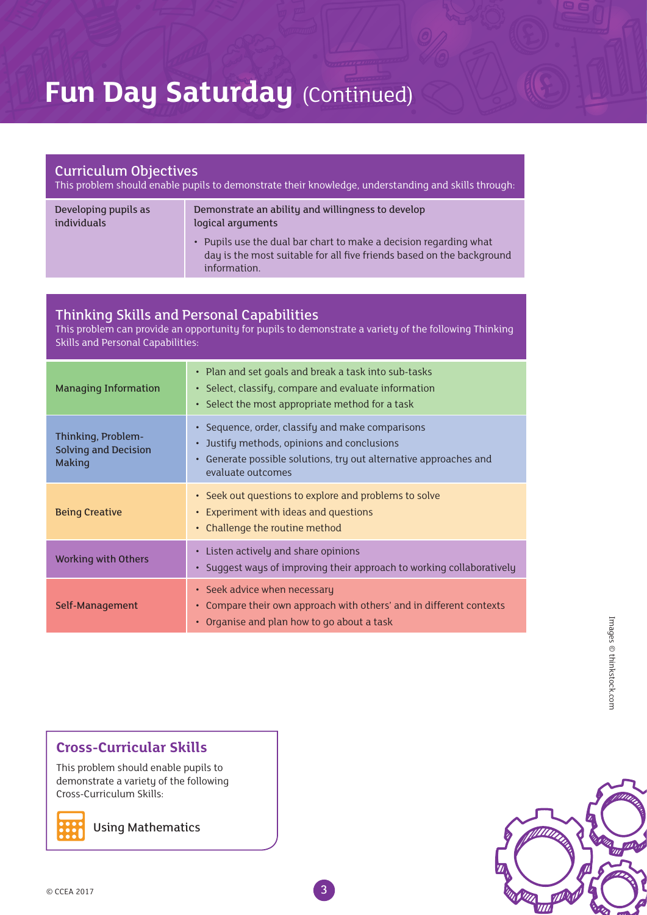# Fun Day Saturday (Continued)

## Curriculum Objectives

This problem should enable pupils to demonstrate their knowledge, understanding and skills through:

| | |
|---|---|
| Developing pupils as individuals | **Demonstrate an ability and willingness to develop logical arguments**<br>• Pupils use the dual bar chart to make a decision regarding what day is the most suitable for all five friends based on the background information. |

## Thinking Skills and Personal Capabilities

This problem can provide an opportunity for pupils to demonstrate a variety of the following Thinking Skills and Personal Capabilities:

| | |
|---|---|
| Managing Information | • Plan and set goals and break a task into sub-tasks<br>• Select, classify, compare and evaluate information<br>• Select the most appropriate method for a task |
| Thinking, Problem-Solving and Decision Making | • Sequence, order, classify and make comparisons<br>• Justify methods, opinions and conclusions<br>• Generate possible solutions, try out alternative approaches and evaluate outcomes |
| Being Creative | • Seek out questions to explore and problems to solve<br>• Experiment with ideas and questions<br>• Challenge the routine method |
| Working with Others | • Listen actively and share opinions<br>• Suggest ways of improving their approach to working collaboratively |
| Self-Management | • Seek advice when necessary<br>• Compare their own approach with others' and in different contexts<br>• Organise and plan how to go about a task |

Images © thinkstock.com

## Cross-Curricular Skills

This problem should enable pupils to demonstrate a variety of the following Cross-Curriculum Skills:

Using Mathematics

© CCEA 2017